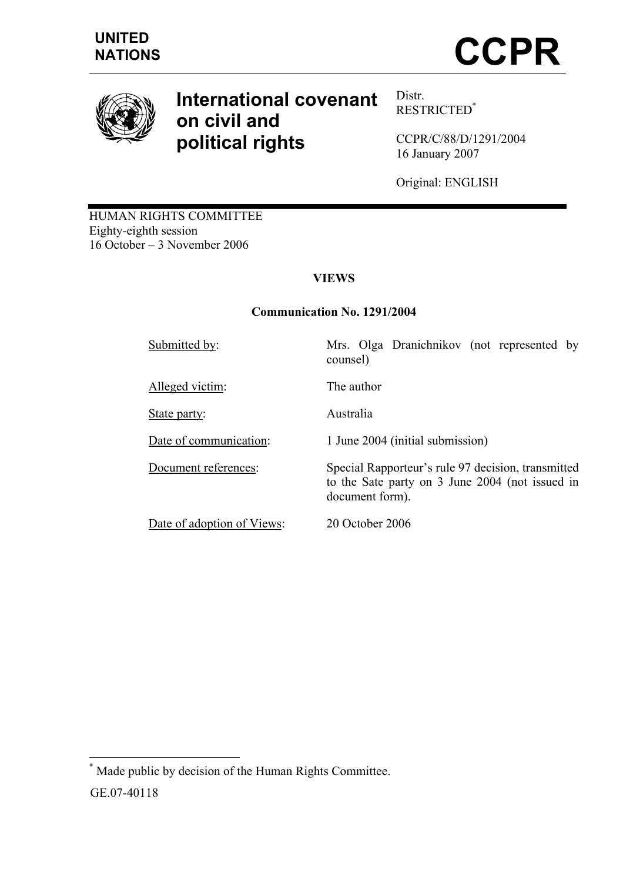UNITED NATIONS

# CCPR

# International covenant on civil and political rights

Distr.
RESTRICTED[*]

CCPR/C/88/D/1291/2004
16 January 2007

Original: ENGLISH

HUMAN RIGHTS COMMITTEE
Eighty-eighth session
16 October – 3 November 2006

## VIEWS

### Communication No. 1291/2004

| | |
|---|---|
| Submitted by: | Mrs. Olga Dranichnikov (not represented by counsel) |
| Alleged victim: | The author |
| State party: | Australia |
| Date of communication: | 1 June 2004 (initial submission) |
| Document references: | Special Rapporteur's rule 97 decision, transmitted to the Sate party on 3 June 2004 (not issued in document form). |
| Date of adoption of Views: | 20 October 2006 |

[*] Made public by decision of the Human Rights Committee.

GE.07-40118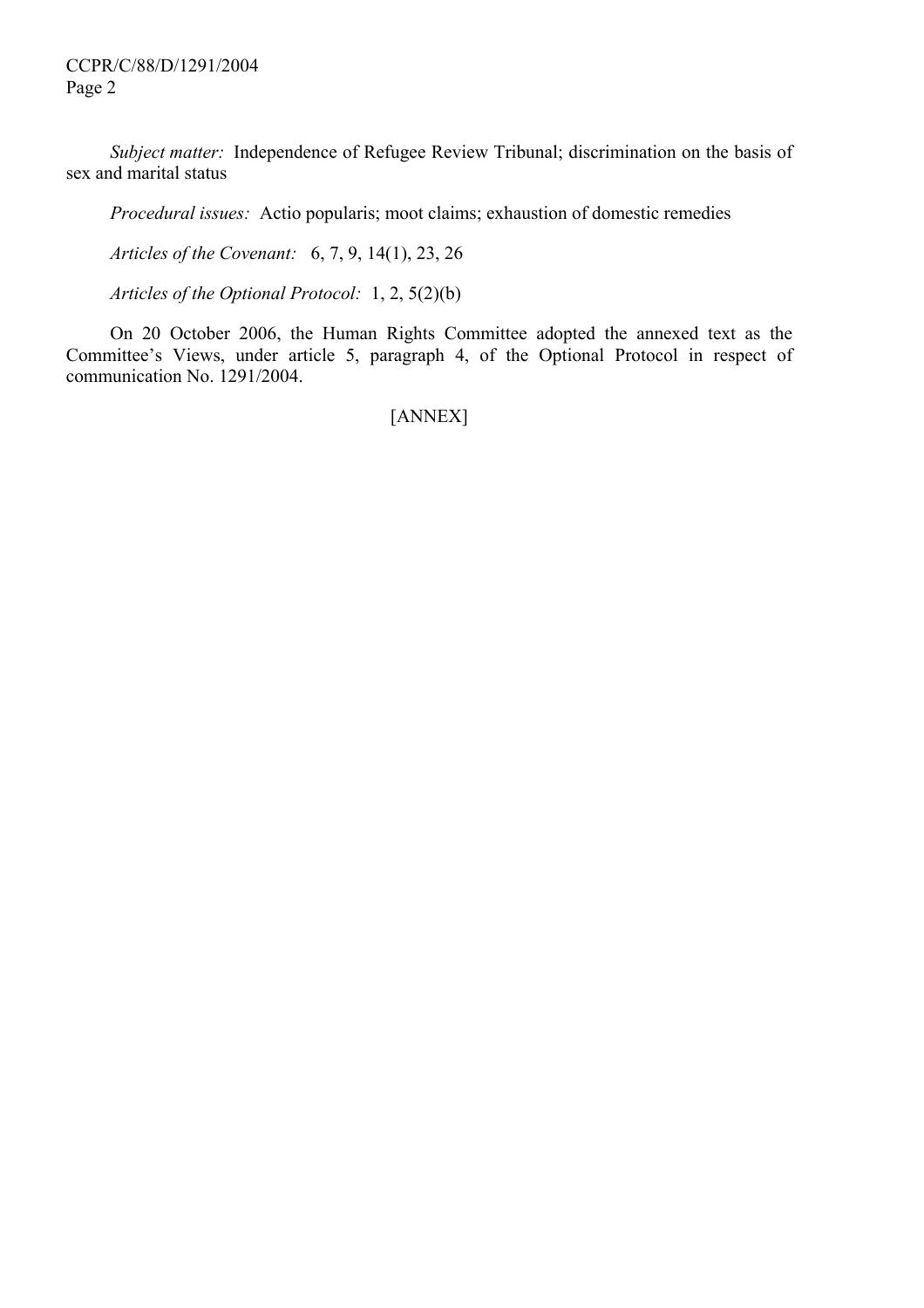*Subject matter:* Independence of Refugee Review Tribunal; discrimination on the basis of sex and marital status

*Procedural issues:* Actio popularis; moot claims; exhaustion of domestic remedies

*Articles of the Covenant:* 6, 7, 9, 14(1), 23, 26

*Articles of the Optional Protocol:* 1, 2, 5(2)(b)

On 20 October 2006, the Human Rights Committee adopted the annexed text as the Committee's Views, under article 5, paragraph 4, of the Optional Protocol in respect of communication No. 1291/2004.

[ANNEX]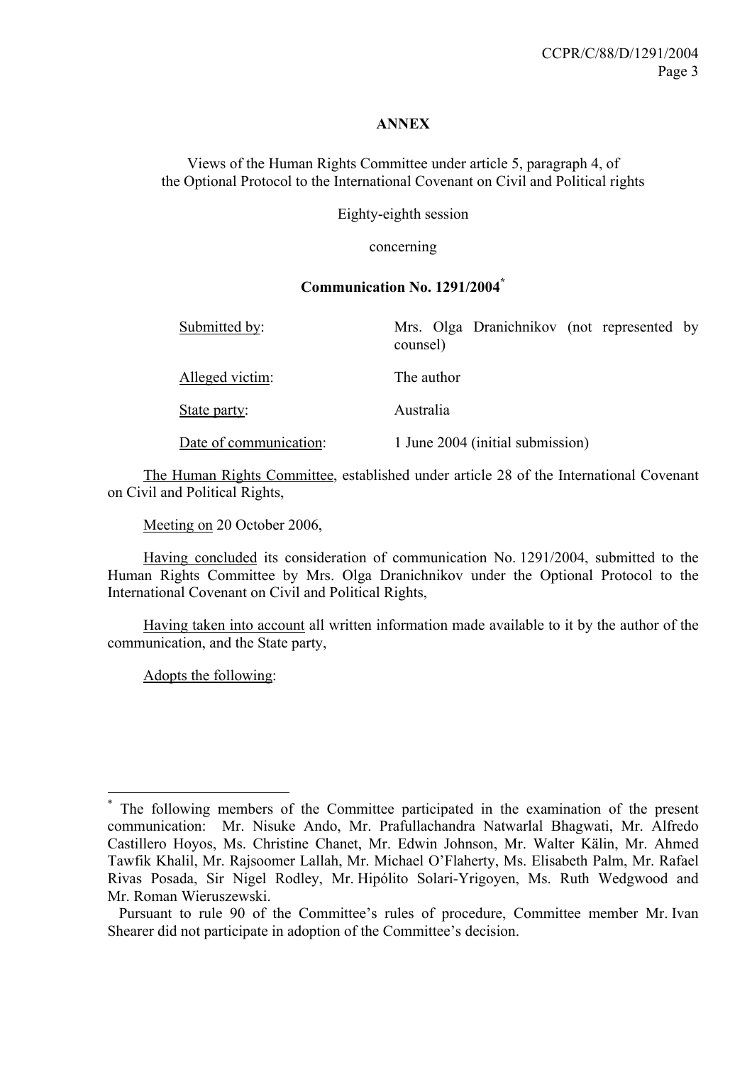**ANNEX**

Views of the Human Rights Committee under article 5, paragraph 4, of the Optional Protocol to the International Covenant on Civil and Political rights

Eighty-eighth session

concerning

**Communication No. 1291/2004**[*]

| | |
|---|---|
| Submitted by: | Mrs. Olga Dranichnikov (not represented by counsel) |
| Alleged victim: | The author |
| State party: | Australia |
| Date of communication: | 1 June 2004 (initial submission) |

The Human Rights Committee, established under article 28 of the International Covenant on Civil and Political Rights,

Meeting on 20 October 2006,

Having concluded its consideration of communication No. 1291/2004, submitted to the Human Rights Committee by Mrs. Olga Dranichnikov under the Optional Protocol to the International Covenant on Civil and Political Rights,

Having taken into account all written information made available to it by the author of the communication, and the State party,

Adopts the following:

---

[*] The following members of the Committee participated in the examination of the present communication: Mr. Nisuke Ando, Mr. Prafullachandra Natwarlal Bhagwati, Mr. Alfredo Castillero Hoyos, Ms. Christine Chanet, Mr. Edwin Johnson, Mr. Walter Kälin, Mr. Ahmed Tawfik Khalil, Mr. Rajsoomer Lallah, Mr. Michael O'Flaherty, Ms. Elisabeth Palm, Mr. Rafael Rivas Posada, Sir Nigel Rodley, Mr. Hipólito Solari-Yrigoyen, Ms. Ruth Wedgwood and Mr. Roman Wieruszewski.

Pursuant to rule 90 of the Committee's rules of procedure, Committee member Mr. Ivan Shearer did not participate in adoption of the Committee's decision.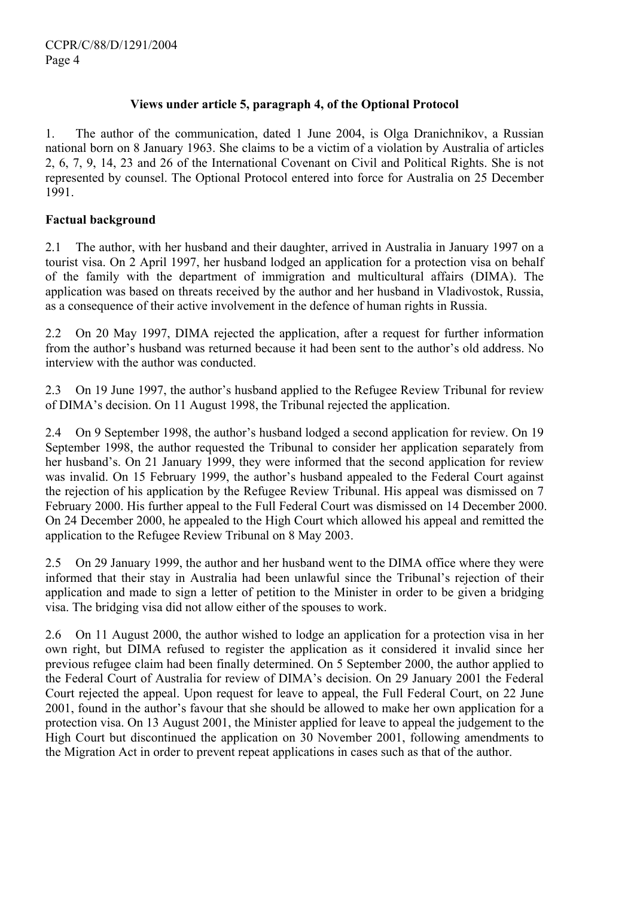**Views under article 5, paragraph 4, of the Optional Protocol**

1. The author of the communication, dated 1 June 2004, is Olga Dranichnikov, a Russian national born on 8 January 1963. She claims to be a victim of a violation by Australia of articles 2, 6, 7, 9, 14, 23 and 26 of the International Covenant on Civil and Political Rights. She is not represented by counsel. The Optional Protocol entered into force for Australia on 25 December 1991.

**Factual background**

2.1 The author, with her husband and their daughter, arrived in Australia in January 1997 on a tourist visa. On 2 April 1997, her husband lodged an application for a protection visa on behalf of the family with the department of immigration and multicultural affairs (DIMA). The application was based on threats received by the author and her husband in Vladivostok, Russia, as a consequence of their active involvement in the defence of human rights in Russia.

2.2 On 20 May 1997, DIMA rejected the application, after a request for further information from the author's husband was returned because it had been sent to the author's old address. No interview with the author was conducted.

2.3 On 19 June 1997, the author's husband applied to the Refugee Review Tribunal for review of DIMA's decision. On 11 August 1998, the Tribunal rejected the application.

2.4 On 9 September 1998, the author's husband lodged a second application for review. On 19 September 1998, the author requested the Tribunal to consider her application separately from her husband's. On 21 January 1999, they were informed that the second application for review was invalid. On 15 February 1999, the author's husband appealed to the Federal Court against the rejection of his application by the Refugee Review Tribunal. His appeal was dismissed on 7 February 2000. His further appeal to the Full Federal Court was dismissed on 14 December 2000. On 24 December 2000, he appealed to the High Court which allowed his appeal and remitted the application to the Refugee Review Tribunal on 8 May 2003.

2.5 On 29 January 1999, the author and her husband went to the DIMA office where they were informed that their stay in Australia had been unlawful since the Tribunal's rejection of their application and made to sign a letter of petition to the Minister in order to be given a bridging visa. The bridging visa did not allow either of the spouses to work.

2.6 On 11 August 2000, the author wished to lodge an application for a protection visa in her own right, but DIMA refused to register the application as it considered it invalid since her previous refugee claim had been finally determined. On 5 September 2000, the author applied to the Federal Court of Australia for review of DIMA's decision. On 29 January 2001 the Federal Court rejected the appeal. Upon request for leave to appeal, the Full Federal Court, on 22 June 2001, found in the author's favour that she should be allowed to make her own application for a protection visa. On 13 August 2001, the Minister applied for leave to appeal the judgement to the High Court but discontinued the application on 30 November 2001, following amendments to the Migration Act in order to prevent repeat applications in cases such as that of the author.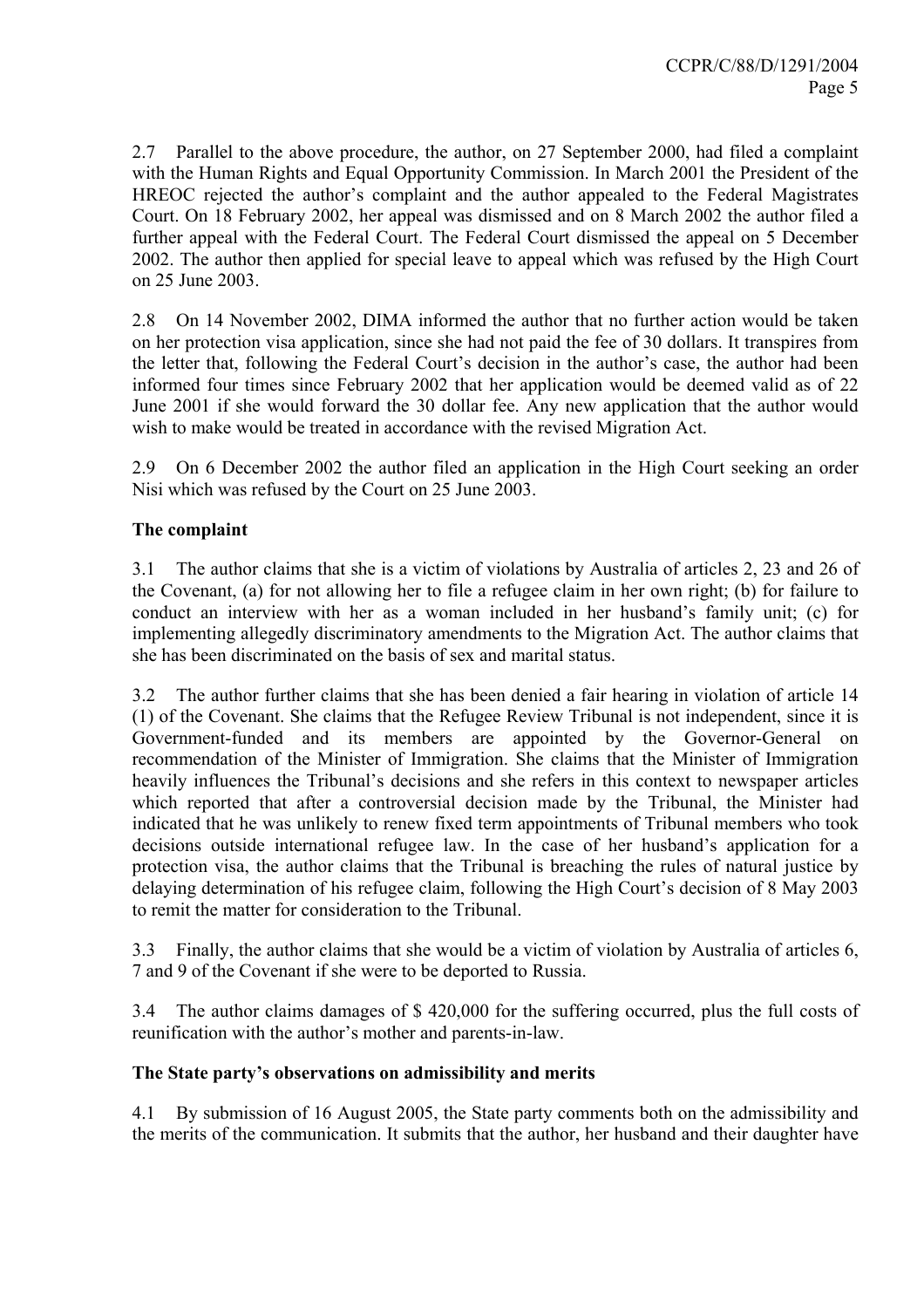2.7 Parallel to the above procedure, the author, on 27 September 2000, had filed a complaint with the Human Rights and Equal Opportunity Commission. In March 2001 the President of the HREOC rejected the author's complaint and the author appealed to the Federal Magistrates Court. On 18 February 2002, her appeal was dismissed and on 8 March 2002 the author filed a further appeal with the Federal Court. The Federal Court dismissed the appeal on 5 December 2002. The author then applied for special leave to appeal which was refused by the High Court on 25 June 2003.

2.8 On 14 November 2002, DIMA informed the author that no further action would be taken on her protection visa application, since she had not paid the fee of 30 dollars. It transpires from the letter that, following the Federal Court's decision in the author's case, the author had been informed four times since February 2002 that her application would be deemed valid as of 22 June 2001 if she would forward the 30 dollar fee. Any new application that the author would wish to make would be treated in accordance with the revised Migration Act.

2.9 On 6 December 2002 the author filed an application in the High Court seeking an order Nisi which was refused by the Court on 25 June 2003.

**The complaint**

3.1 The author claims that she is a victim of violations by Australia of articles 2, 23 and 26 of the Covenant, (a) for not allowing her to file a refugee claim in her own right; (b) for failure to conduct an interview with her as a woman included in her husband's family unit; (c) for implementing allegedly discriminatory amendments to the Migration Act. The author claims that she has been discriminated on the basis of sex and marital status.

3.2 The author further claims that she has been denied a fair hearing in violation of article 14 (1) of the Covenant. She claims that the Refugee Review Tribunal is not independent, since it is Government-funded and its members are appointed by the Governor-General on recommendation of the Minister of Immigration. She claims that the Minister of Immigration heavily influences the Tribunal's decisions and she refers in this context to newspaper articles which reported that after a controversial decision made by the Tribunal, the Minister had indicated that he was unlikely to renew fixed term appointments of Tribunal members who took decisions outside international refugee law. In the case of her husband's application for a protection visa, the author claims that the Tribunal is breaching the rules of natural justice by delaying determination of his refugee claim, following the High Court's decision of 8 May 2003 to remit the matter for consideration to the Tribunal.

3.3 Finally, the author claims that she would be a victim of violation by Australia of articles 6, 7 and 9 of the Covenant if she were to be deported to Russia.

3.4 The author claims damages of $ 420,000 for the suffering occurred, plus the full costs of reunification with the author's mother and parents-in-law.

**The State party's observations on admissibility and merits**

4.1 By submission of 16 August 2005, the State party comments both on the admissibility and the merits of the communication. It submits that the author, her husband and their daughter have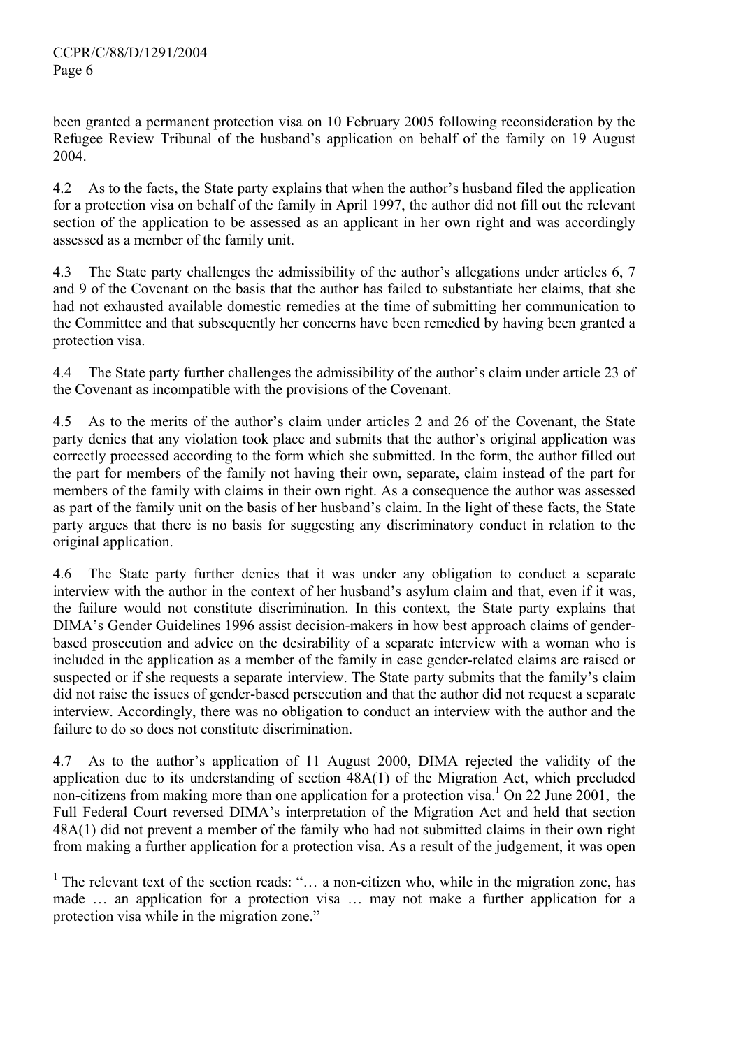been granted a permanent protection visa on 10 February 2005 following reconsideration by the Refugee Review Tribunal of the husband's application on behalf of the family on 19 August 2004.

4.2 As to the facts, the State party explains that when the author's husband filed the application for a protection visa on behalf of the family in April 1997, the author did not fill out the relevant section of the application to be assessed as an applicant in her own right and was accordingly assessed as a member of the family unit.

4.3 The State party challenges the admissibility of the author's allegations under articles 6, 7 and 9 of the Covenant on the basis that the author has failed to substantiate her claims, that she had not exhausted available domestic remedies at the time of submitting her communication to the Committee and that subsequently her concerns have been remedied by having been granted a protection visa.

4.4 The State party further challenges the admissibility of the author's claim under article 23 of the Covenant as incompatible with the provisions of the Covenant.

4.5 As to the merits of the author's claim under articles 2 and 26 of the Covenant, the State party denies that any violation took place and submits that the author's original application was correctly processed according to the form which she submitted. In the form, the author filled out the part for members of the family not having their own, separate, claim instead of the part for members of the family with claims in their own right. As a consequence the author was assessed as part of the family unit on the basis of her husband's claim. In the light of these facts, the State party argues that there is no basis for suggesting any discriminatory conduct in relation to the original application.

4.6 The State party further denies that it was under any obligation to conduct a separate interview with the author in the context of her husband's asylum claim and that, even if it was, the failure would not constitute discrimination. In this context, the State party explains that DIMA's Gender Guidelines 1996 assist decision-makers in how best approach claims of gender-based prosecution and advice on the desirability of a separate interview with a woman who is included in the application as a member of the family in case gender-related claims are raised or suspected or if she requests a separate interview. The State party submits that the family's claim did not raise the issues of gender-based persecution and that the author did not request a separate interview. Accordingly, there was no obligation to conduct an interview with the author and the failure to do so does not constitute discrimination.

4.7 As to the author's application of 11 August 2000, DIMA rejected the validity of the application due to its understanding of section 48A(1) of the Migration Act, which precluded non-citizens from making more than one application for a protection visa.[1] On 22 June 2001, the Full Federal Court reversed DIMA's interpretation of the Migration Act and held that section 48A(1) did not prevent a member of the family who had not submitted claims in their own right from making a further application for a protection visa. As a result of the judgement, it was open

---

[1] The relevant text of the section reads: "… a non-citizen who, while in the migration zone, has made … an application for a protection visa … may not make a further application for a protection visa while in the migration zone."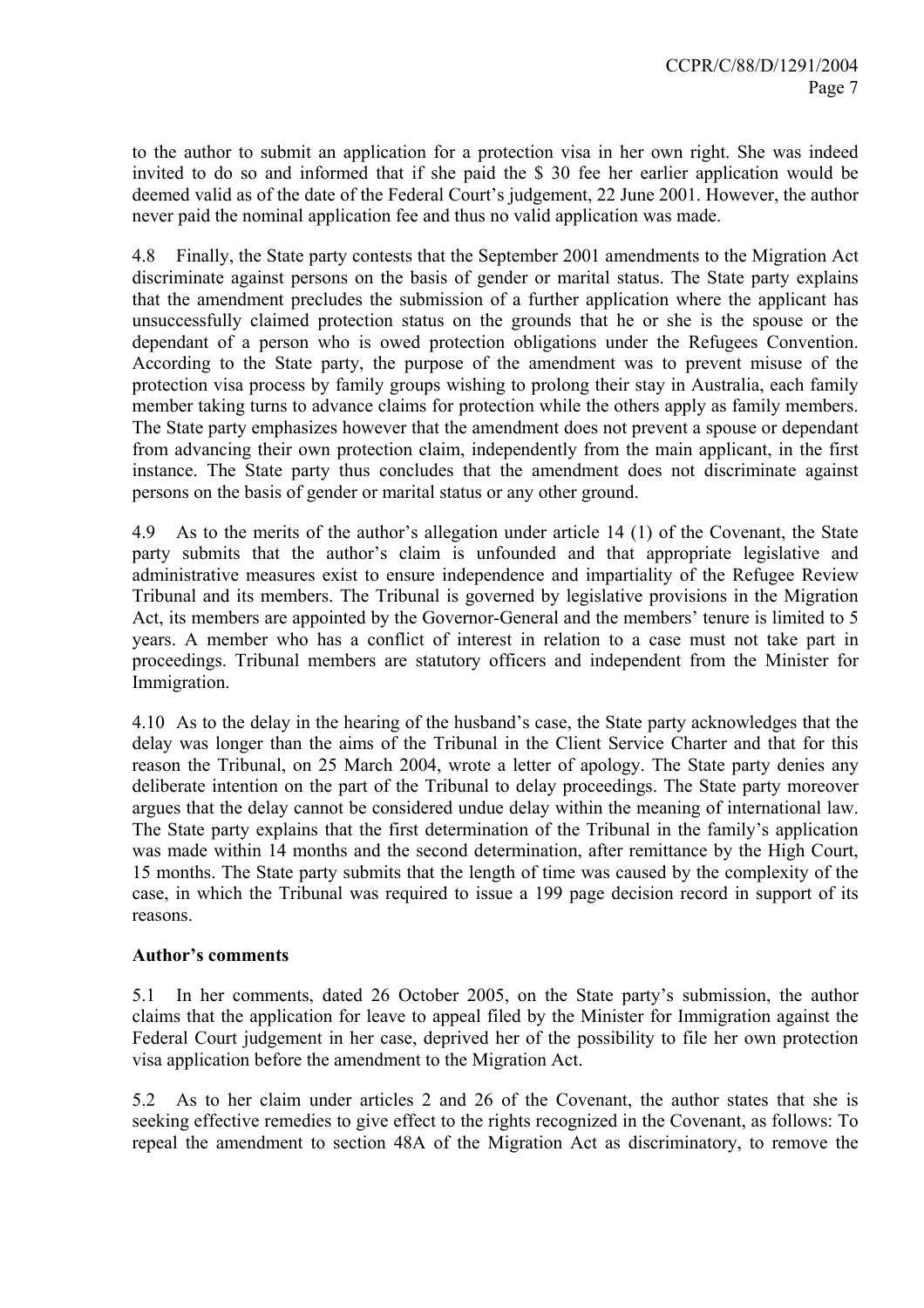to the author to submit an application for a protection visa in her own right. She was indeed invited to do so and informed that if she paid the $ 30 fee her earlier application would be deemed valid as of the date of the Federal Court's judgement, 22 June 2001. However, the author never paid the nominal application fee and thus no valid application was made.

4.8 Finally, the State party contests that the September 2001 amendments to the Migration Act discriminate against persons on the basis of gender or marital status. The State party explains that the amendment precludes the submission of a further application where the applicant has unsuccessfully claimed protection status on the grounds that he or she is the spouse or the dependant of a person who is owed protection obligations under the Refugees Convention. According to the State party, the purpose of the amendment was to prevent misuse of the protection visa process by family groups wishing to prolong their stay in Australia, each family member taking turns to advance claims for protection while the others apply as family members. The State party emphasizes however that the amendment does not prevent a spouse or dependant from advancing their own protection claim, independently from the main applicant, in the first instance. The State party thus concludes that the amendment does not discriminate against persons on the basis of gender or marital status or any other ground.

4.9 As to the merits of the author's allegation under article 14 (1) of the Covenant, the State party submits that the author's claim is unfounded and that appropriate legislative and administrative measures exist to ensure independence and impartiality of the Refugee Review Tribunal and its members. The Tribunal is governed by legislative provisions in the Migration Act, its members are appointed by the Governor-General and the members' tenure is limited to 5 years. A member who has a conflict of interest in relation to a case must not take part in proceedings. Tribunal members are statutory officers and independent from the Minister for Immigration.

4.10 As to the delay in the hearing of the husband's case, the State party acknowledges that the delay was longer than the aims of the Tribunal in the Client Service Charter and that for this reason the Tribunal, on 25 March 2004, wrote a letter of apology. The State party denies any deliberate intention on the part of the Tribunal to delay proceedings. The State party moreover argues that the delay cannot be considered undue delay within the meaning of international law. The State party explains that the first determination of the Tribunal in the family's application was made within 14 months and the second determination, after remittance by the High Court, 15 months. The State party submits that the length of time was caused by the complexity of the case, in which the Tribunal was required to issue a 199 page decision record in support of its reasons.

**Author's comments**

5.1 In her comments, dated 26 October 2005, on the State party's submission, the author claims that the application for leave to appeal filed by the Minister for Immigration against the Federal Court judgement in her case, deprived her of the possibility to file her own protection visa application before the amendment to the Migration Act.

5.2 As to her claim under articles 2 and 26 of the Covenant, the author states that she is seeking effective remedies to give effect to the rights recognized in the Covenant, as follows: To repeal the amendment to section 48A of the Migration Act as discriminatory, to remove the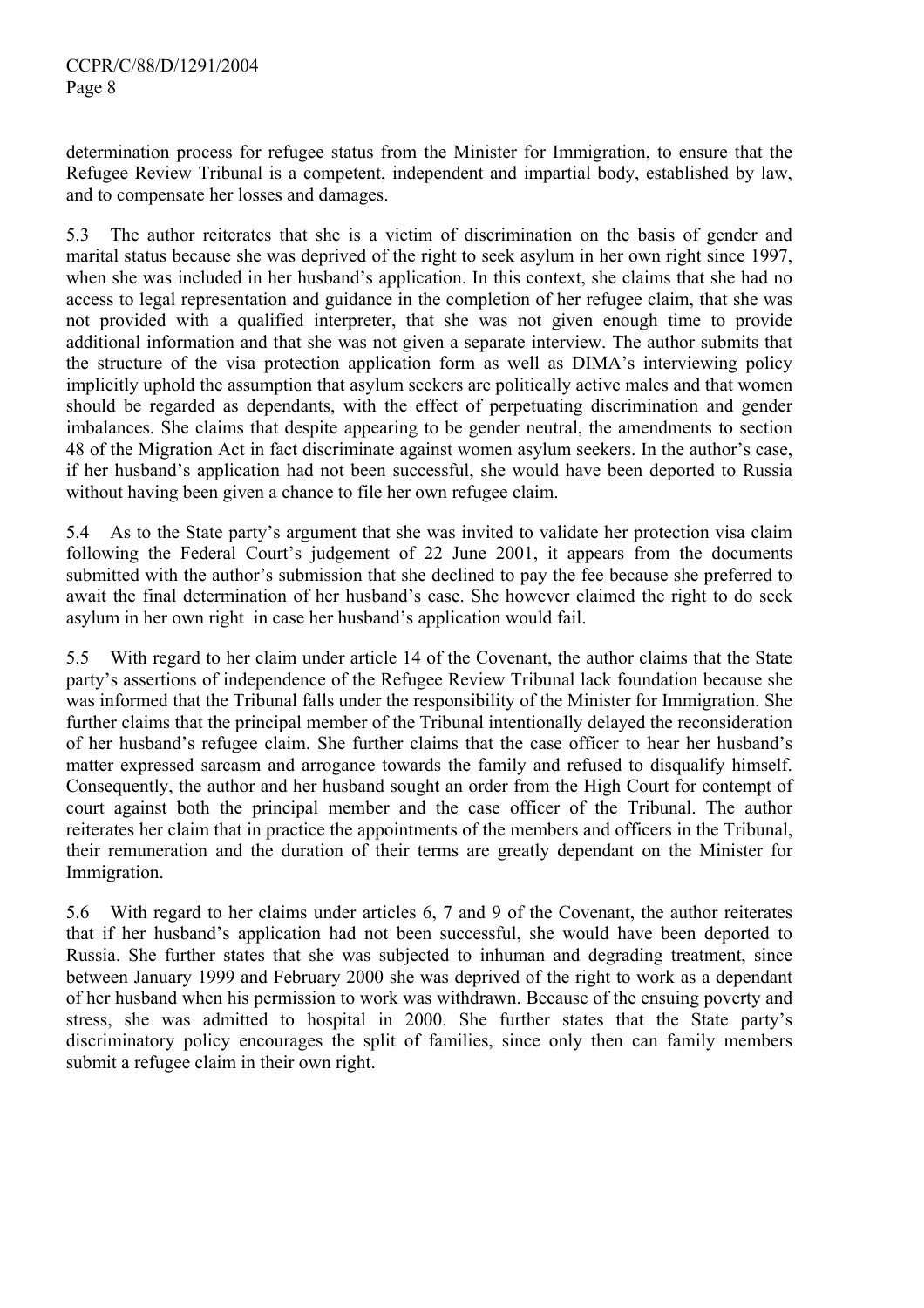determination process for refugee status from the Minister for Immigration, to ensure that the Refugee Review Tribunal is a competent, independent and impartial body, established by law, and to compensate her losses and damages.

5.3 The author reiterates that she is a victim of discrimination on the basis of gender and marital status because she was deprived of the right to seek asylum in her own right since 1997, when she was included in her husband's application. In this context, she claims that she had no access to legal representation and guidance in the completion of her refugee claim, that she was not provided with a qualified interpreter, that she was not given enough time to provide additional information and that she was not given a separate interview. The author submits that the structure of the visa protection application form as well as DIMA's interviewing policy implicitly uphold the assumption that asylum seekers are politically active males and that women should be regarded as dependants, with the effect of perpetuating discrimination and gender imbalances. She claims that despite appearing to be gender neutral, the amendments to section 48 of the Migration Act in fact discriminate against women asylum seekers. In the author's case, if her husband's application had not been successful, she would have been deported to Russia without having been given a chance to file her own refugee claim.

5.4 As to the State party's argument that she was invited to validate her protection visa claim following the Federal Court's judgement of 22 June 2001, it appears from the documents submitted with the author's submission that she declined to pay the fee because she preferred to await the final determination of her husband's case. She however claimed the right to do seek asylum in her own right in case her husband's application would fail.

5.5 With regard to her claim under article 14 of the Covenant, the author claims that the State party's assertions of independence of the Refugee Review Tribunal lack foundation because she was informed that the Tribunal falls under the responsibility of the Minister for Immigration. She further claims that the principal member of the Tribunal intentionally delayed the reconsideration of her husband's refugee claim. She further claims that the case officer to hear her husband's matter expressed sarcasm and arrogance towards the family and refused to disqualify himself. Consequently, the author and her husband sought an order from the High Court for contempt of court against both the principal member and the case officer of the Tribunal. The author reiterates her claim that in practice the appointments of the members and officers in the Tribunal, their remuneration and the duration of their terms are greatly dependant on the Minister for Immigration.

5.6 With regard to her claims under articles 6, 7 and 9 of the Covenant, the author reiterates that if her husband's application had not been successful, she would have been deported to Russia. She further states that she was subjected to inhuman and degrading treatment, since between January 1999 and February 2000 she was deprived of the right to work as a dependant of her husband when his permission to work was withdrawn. Because of the ensuing poverty and stress, she was admitted to hospital in 2000. She further states that the State party's discriminatory policy encourages the split of families, since only then can family members submit a refugee claim in their own right.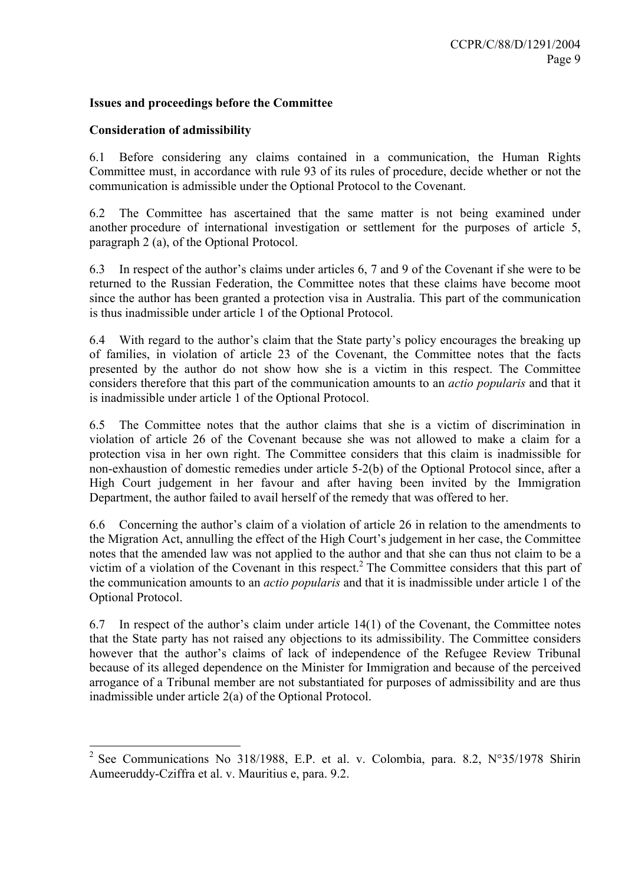**Issues and proceedings before the Committee**

**Consideration of admissibility**

6.1 Before considering any claims contained in a communication, the Human Rights Committee must, in accordance with rule 93 of its rules of procedure, decide whether or not the communication is admissible under the Optional Protocol to the Covenant.

6.2 The Committee has ascertained that the same matter is not being examined under another procedure of international investigation or settlement for the purposes of article 5, paragraph 2 (a), of the Optional Protocol.

6.3 In respect of the author's claims under articles 6, 7 and 9 of the Covenant if she were to be returned to the Russian Federation, the Committee notes that these claims have become moot since the author has been granted a protection visa in Australia. This part of the communication is thus inadmissible under article 1 of the Optional Protocol.

6.4 With regard to the author's claim that the State party's policy encourages the breaking up of families, in violation of article 23 of the Covenant, the Committee notes that the facts presented by the author do not show how she is a victim in this respect. The Committee considers therefore that this part of the communication amounts to an *actio popularis* and that it is inadmissible under article 1 of the Optional Protocol.

6.5 The Committee notes that the author claims that she is a victim of discrimination in violation of article 26 of the Covenant because she was not allowed to make a claim for a protection visa in her own right. The Committee considers that this claim is inadmissible for non-exhaustion of domestic remedies under article 5-2(b) of the Optional Protocol since, after a High Court judgement in her favour and after having been invited by the Immigration Department, the author failed to avail herself of the remedy that was offered to her.

6.6 Concerning the author's claim of a violation of article 26 in relation to the amendments to the Migration Act, annulling the effect of the High Court's judgement in her case, the Committee notes that the amended law was not applied to the author and that she can thus not claim to be a victim of a violation of the Covenant in this respect.[2] The Committee considers that this part of the communication amounts to an *actio popularis* and that it is inadmissible under article 1 of the Optional Protocol.

6.7 In respect of the author's claim under article 14(1) of the Covenant, the Committee notes that the State party has not raised any objections to its admissibility. The Committee considers however that the author's claims of lack of independence of the Refugee Review Tribunal because of its alleged dependence on the Minister for Immigration and because of the perceived arrogance of a Tribunal member are not substantiated for purposes of admissibility and are thus inadmissible under article 2(a) of the Optional Protocol.

---

[2] See Communications No 318/1988, E.P. et al. v. Colombia, para. 8.2, N°35/1978 Shirin Aumeeruddy-Cziffra et al. v. Mauritius e, para. 9.2.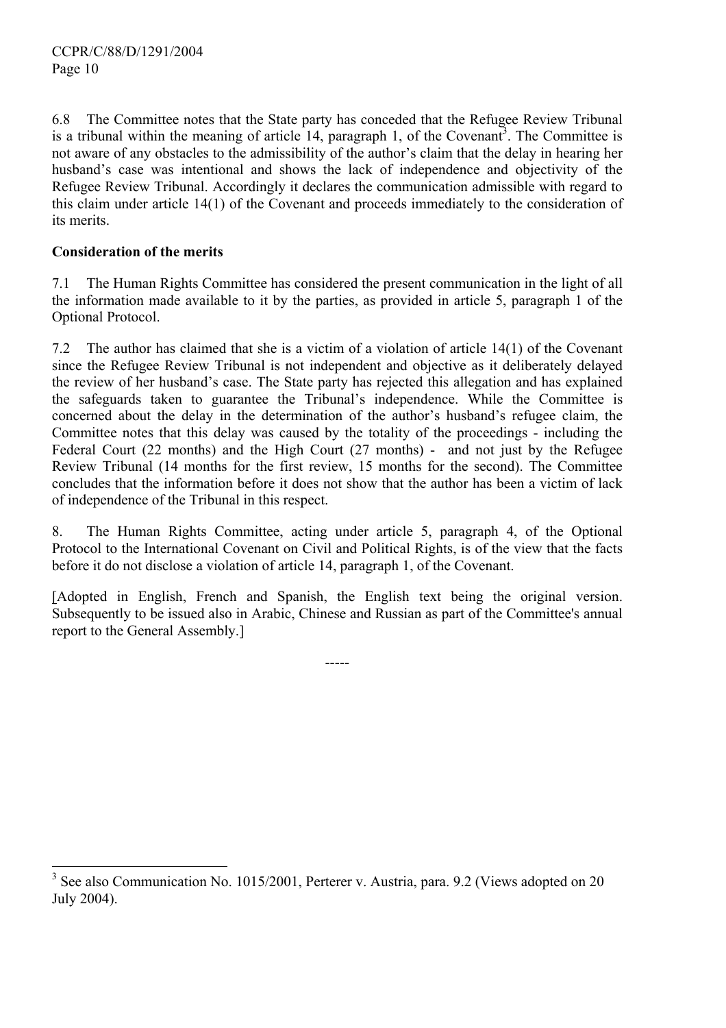6.8 The Committee notes that the State party has conceded that the Refugee Review Tribunal is a tribunal within the meaning of article 14, paragraph 1, of the Covenant[3]. The Committee is not aware of any obstacles to the admissibility of the author's claim that the delay in hearing her husband's case was intentional and shows the lack of independence and objectivity of the Refugee Review Tribunal. Accordingly it declares the communication admissible with regard to this claim under article 14(1) of the Covenant and proceeds immediately to the consideration of its merits.

**Consideration of the merits**

7.1 The Human Rights Committee has considered the present communication in the light of all the information made available to it by the parties, as provided in article 5, paragraph 1 of the Optional Protocol.

7.2 The author has claimed that she is a victim of a violation of article 14(1) of the Covenant since the Refugee Review Tribunal is not independent and objective as it deliberately delayed the review of her husband's case. The State party has rejected this allegation and has explained the safeguards taken to guarantee the Tribunal's independence. While the Committee is concerned about the delay in the determination of the author's husband's refugee claim, the Committee notes that this delay was caused by the totality of the proceedings - including the Federal Court (22 months) and the High Court (27 months) - and not just by the Refugee Review Tribunal (14 months for the first review, 15 months for the second). The Committee concludes that the information before it does not show that the author has been a victim of lack of independence of the Tribunal in this respect.

8. The Human Rights Committee, acting under article 5, paragraph 4, of the Optional Protocol to the International Covenant on Civil and Political Rights, is of the view that the facts before it do not disclose a violation of article 14, paragraph 1, of the Covenant.

[Adopted in English, French and Spanish, the English text being the original version. Subsequently to be issued also in Arabic, Chinese and Russian as part of the Committee's annual report to the General Assembly.]

-----

[3] See also Communication No. 1015/2001, Perterer v. Austria, para. 9.2 (Views adopted on 20 July 2004).